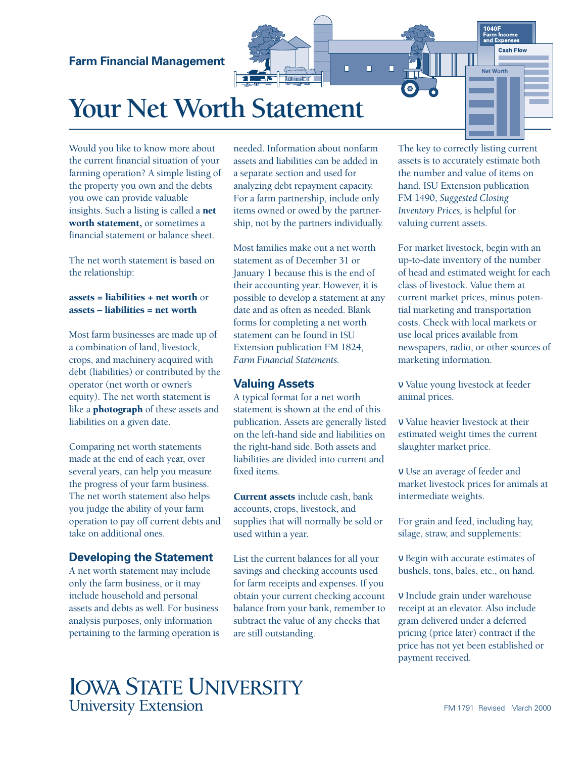Farm Financial Management

# Your Net Worth Statement

Would you like to know more about the current financial situation of your farming operation? A simple listing of the property you own and the debts you owe can provide valuable insights. Such a listing is called a **net worth statement,** or sometimes a financial statement or balance sheet.

The net worth statement is based on the relationship:

**assets = liabilities + net worth** or
**assets – liabilities = net worth**

Most farm businesses are made up of a combination of land, livestock, crops, and machinery acquired with debt (liabilities) or contributed by the operator (net worth or owner's equity). The net worth statement is like a **photograph** of these assets and liabilities on a given date.

Comparing net worth statements made at the end of each year, over several years, can help you measure the progress of your farm business. The net worth statement also helps you judge the ability of your farm operation to pay off current debts and take on additional ones.

## Developing the Statement

A net worth statement may include only the farm business, or it may include household and personal assets and debts as well. For business analysis purposes, only information pertaining to the farming operation is needed. Information about nonfarm assets and liabilities can be added in a separate section and used for analyzing debt repayment capacity. For a farm partnership, include only items owned or owed by the partnership, not by the partners individually.

Most families make out a net worth statement as of December 31 or January 1 because this is the end of their accounting year. However, it is possible to develop a statement at any date and as often as needed. Blank forms for completing a net worth statement can be found in ISU Extension publication FM 1824, *Farm Financial Statements.*

## Valuing Assets

A typical format for a net worth statement is shown at the end of this publication. Assets are generally listed on the left-hand side and liabilities on the right-hand side. Both assets and liabilities are divided into current and fixed items.

**Current assets** include cash, bank accounts, crops, livestock, and supplies that will normally be sold or used within a year.

List the current balances for all your savings and checking accounts used for farm receipts and expenses. If you obtain your current checking account balance from your bank, remember to subtract the value of any checks that are still outstanding.

The key to correctly listing current assets is to accurately estimate both the number and value of items on hand. ISU Extension publication FM 1490, *Suggested Closing Inventory Prices,* is helpful for valuing current assets.

For market livestock, begin with an up-to-date inventory of the number of head and estimated weight for each class of livestock. Value them at current market prices, minus potential marketing and transportation costs. Check with local markets or use local prices available from newspapers, radio, or other sources of marketing information.

- Value young livestock at feeder animal prices.
- Value heavier livestock at their estimated weight times the current slaughter market price.
- Use an average of feeder and market livestock prices for animals at intermediate weights.

For grain and feed, including hay, silage, straw, and supplements:

- Begin with accurate estimates of bushels, tons, bales, etc., on hand.
- Include grain under warehouse receipt at an elevator. Also include grain delivered under a deferred pricing (price later) contract if the price has not yet been established or payment received.

IOWA STATE UNIVERSITY
University Extension

FM 1791 Revised March 2000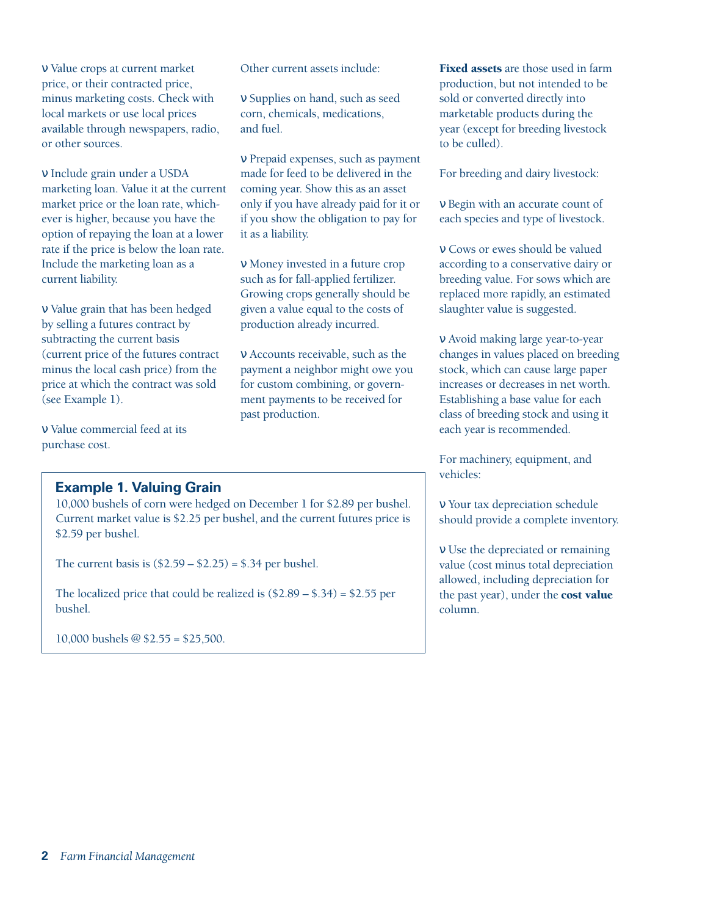- Value crops at current market price, or their contracted price, minus marketing costs. Check with local markets or use local prices available through newspapers, radio, or other sources.

- Include grain under a USDA marketing loan. Value it at the current market price or the loan rate, whichever is higher, because you have the option of repaying the loan at a lower rate if the price is below the loan rate. Include the marketing loan as a current liability.

- Value grain that has been hedged by selling a futures contract by subtracting the current basis (current price of the futures contract minus the local cash price) from the price at which the contract was sold (see Example 1).

- Value commercial feed at its purchase cost.

Other current assets include:

- Supplies on hand, such as seed corn, chemicals, medications, and fuel.

- Prepaid expenses, such as payment made for feed to be delivered in the coming year. Show this as an asset only if you have already paid for it or if you show the obligation to pay for it as a liability.

- Money invested in a future crop such as for fall-applied fertilizer. Growing crops generally should be given a value equal to the costs of production already incurred.

- Accounts receivable, such as the payment a neighbor might owe you for custom combining, or government payments to be received for past production.

### Example 1. Valuing Grain

10,000 bushels of corn were hedged on December 1 for $2.89 per bushel. Current market value is $2.25 per bushel, and the current futures price is $2.59 per bushel.

The current basis is ($2.59 – $2.25) = $.34 per bushel.

The localized price that could be realized is ($2.89 – $.34) = $2.55 per bushel.

10,000 bushels @ $2.55 = $25,500.

**Fixed assets** are those used in farm production, but not intended to be sold or converted directly into marketable products during the year (except for breeding livestock to be culled).

For breeding and dairy livestock:

- Begin with an accurate count of each species and type of livestock.

- Cows or ewes should be valued according to a conservative dairy or breeding value. For sows which are replaced more rapidly, an estimated slaughter value is suggested.

- Avoid making large year-to-year changes in values placed on breeding stock, which can cause large paper increases or decreases in net worth. Establishing a base value for each class of breeding stock and using it each year is recommended.

For machinery, equipment, and vehicles:

- Your tax depreciation schedule should provide a complete inventory.

- Use the depreciated or remaining value (cost minus total depreciation allowed, including depreciation for the past year), under the **cost value** column.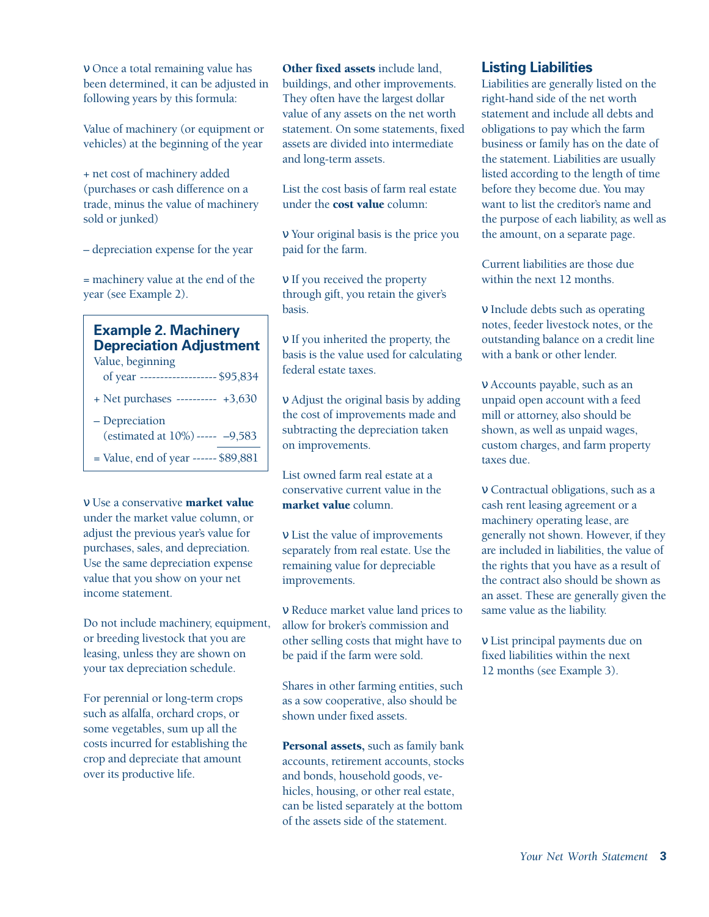- Once a total remaining value has been determined, it can be adjusted in following years by this formula:

Value of machinery (or equipment or vehicles) at the beginning of the year

+ net cost of machinery added (purchases or cash difference on a trade, minus the value of machinery sold or junked)

– depreciation expense for the year

= machinery value at the end of the year (see Example 2).

### Example 2. Machinery Depreciation Adjustment

| | |
|---|---|
| Value, beginning of year | $95,834 |
| + Net purchases | +3,630 |
| – Depreciation (estimated at 10%) | –9,583 |
| = Value, end of year | $89,881 |

- Use a conservative **market value** under the market value column, or adjust the previous year's value for purchases, sales, and depreciation. Use the same depreciation expense value that you show on your net income statement.

Do not include machinery, equipment, or breeding livestock that you are leasing, unless they are shown on your tax depreciation schedule.

For perennial or long-term crops such as alfalfa, orchard crops, or some vegetables, sum up all the costs incurred for establishing the crop and depreciate that amount over its productive life.

**Other fixed assets** include land, buildings, and other improvements. They often have the largest dollar value of any assets on the net worth statement. On some statements, fixed assets are divided into intermediate and long-term assets.

List the cost basis of farm real estate under the **cost value** column:

- Your original basis is the price you paid for the farm.
- If you received the property through gift, you retain the giver's basis.
- If you inherited the property, the basis is the value used for calculating federal estate taxes.
- Adjust the original basis by adding the cost of improvements made and subtracting the depreciation taken on improvements.

List owned farm real estate at a conservative current value in the **market value** column.

- List the value of improvements separately from real estate. Use the remaining value for depreciable improvements.
- Reduce market value land prices to allow for broker's commission and other selling costs that might have to be paid if the farm were sold.

Shares in other farming entities, such as a sow cooperative, also should be shown under fixed assets.

**Personal assets,** such as family bank accounts, retirement accounts, stocks and bonds, household goods, vehicles, housing, or other real estate, can be listed separately at the bottom of the assets side of the statement.

## Listing Liabilities

Liabilities are generally listed on the right-hand side of the net worth statement and include all debts and obligations to pay which the farm business or family has on the date of the statement. Liabilities are usually listed according to the length of time before they become due. You may want to list the creditor's name and the purpose of each liability, as well as the amount, on a separate page.

Current liabilities are those due within the next 12 months.

- Include debts such as operating notes, feeder livestock notes, or the outstanding balance on a credit line with a bank or other lender.
- Accounts payable, such as an unpaid open account with a feed mill or attorney, also should be shown, as well as unpaid wages, custom charges, and farm property taxes due.
- Contractual obligations, such as a cash rent leasing agreement or a machinery operating lease, are generally not shown. However, if they are included in liabilities, the value of the rights that you have as a result of the contract also should be shown as an asset. These are generally given the same value as the liability.
- List principal payments due on fixed liabilities within the next 12 months (see Example 3).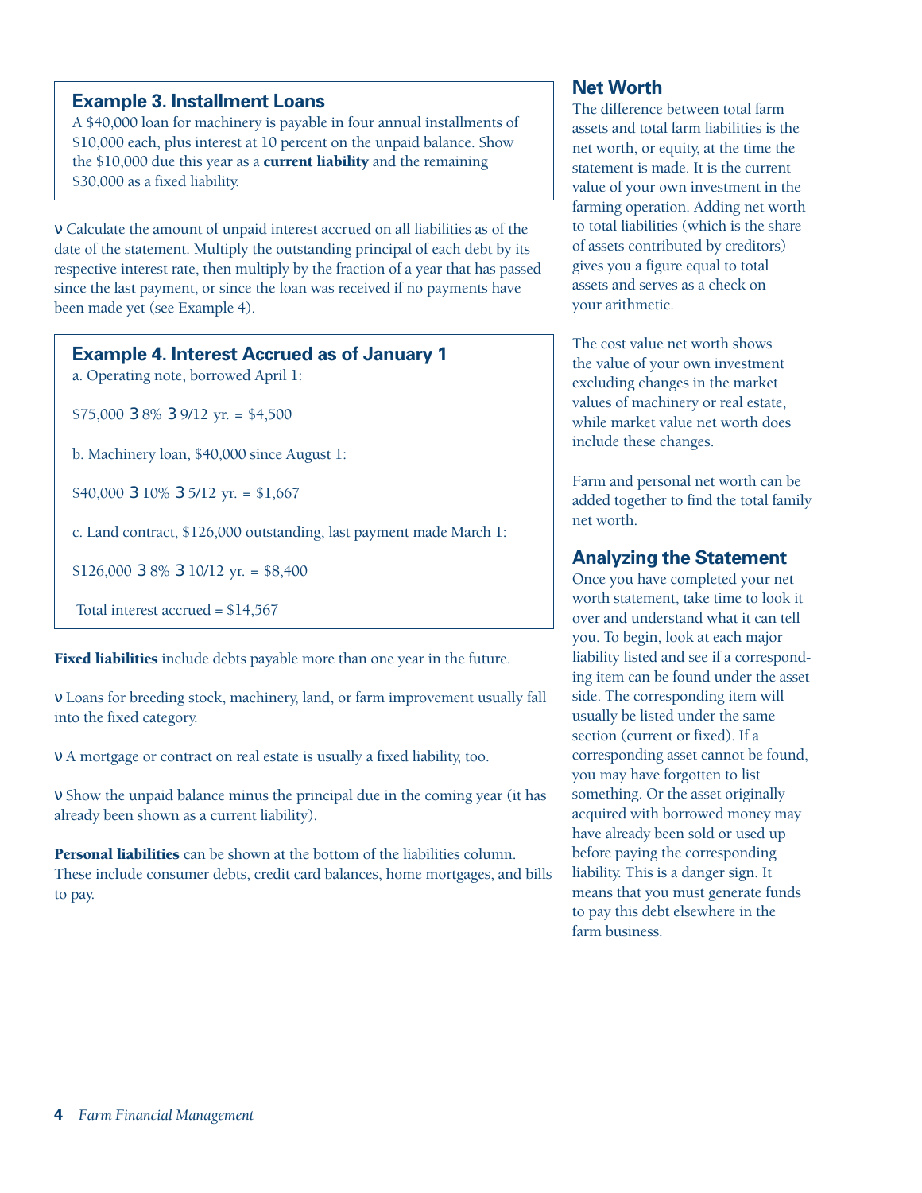### Example 3. Installment Loans

A $40,000 loan for machinery is payable in four annual installments of $10,000 each, plus interest at 10 percent on the unpaid balance. Show the $10,000 due this year as a **current liability** and the remaining $30,000 as a fixed liability.

- Calculate the amount of unpaid interest accrued on all liabilities as of the date of the statement. Multiply the outstanding principal of each debt by its respective interest rate, then multiply by the fraction of a year that has passed since the last payment, or since the loan was received if no payments have been made yet (see Example 4).

### Example 4. Interest Accrued as of January 1

a. Operating note, borrowed April 1:

$75,000 × 8% × 9/12 yr. = $4,500

b. Machinery loan, $40,000 since August 1:

$40,000 × 10% × 5/12 yr. = $1,667

c. Land contract, $126,000 outstanding, last payment made March 1:

$126,000 × 8% × 10/12 yr. = $8,400

Total interest accrued = $14,567

**Fixed liabilities** include debts payable more than one year in the future.

- Loans for breeding stock, machinery, land, or farm improvement usually fall into the fixed category.
- A mortgage or contract on real estate is usually a fixed liability, too.
- Show the unpaid balance minus the principal due in the coming year (it has already been shown as a current liability).

**Personal liabilities** can be shown at the bottom of the liabilities column. These include consumer debts, credit card balances, home mortgages, and bills to pay.

## Net Worth

The difference between total farm assets and total farm liabilities is the net worth, or equity, at the time the statement is made. It is the current value of your own investment in the farming operation. Adding net worth to total liabilities (which is the share of assets contributed by creditors) gives you a figure equal to total assets and serves as a check on your arithmetic.

The cost value net worth shows the value of your own investment excluding changes in the market values of machinery or real estate, while market value net worth does include these changes.

Farm and personal net worth can be added together to find the total family net worth.

## Analyzing the Statement

Once you have completed your net worth statement, take time to look it over and understand what it can tell you. To begin, look at each major liability listed and see if a corresponding item can be found under the asset side. The corresponding item will usually be listed under the same section (current or fixed). If a corresponding asset cannot be found, you may have forgotten to list something. Or the asset originally acquired with borrowed money may have already been sold or used up before paying the corresponding liability. This is a danger sign. It means that you must generate funds to pay this debt elsewhere in the farm business.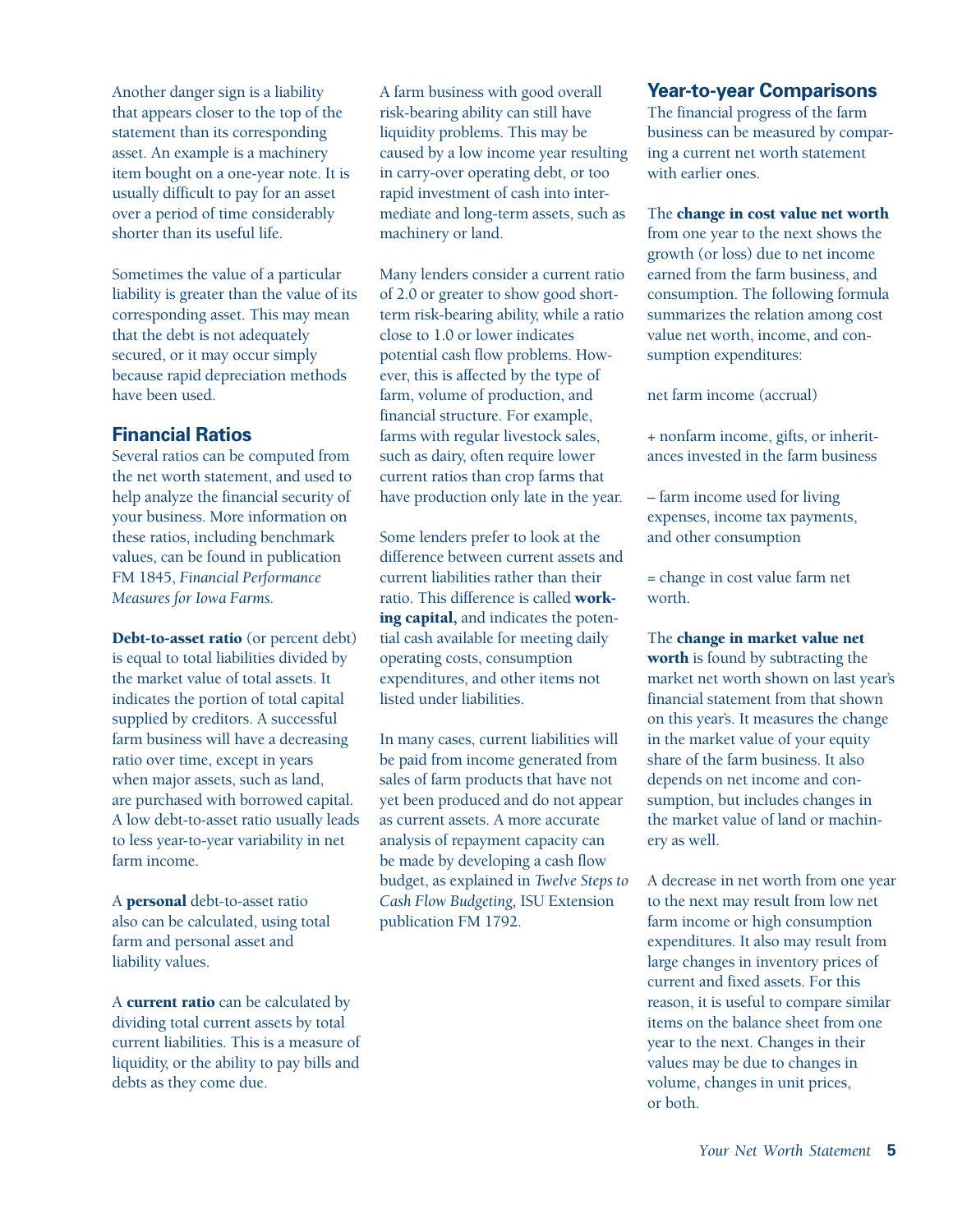Another danger sign is a liability that appears closer to the top of the statement than its corresponding asset. An example is a machinery item bought on a one-year note. It is usually difficult to pay for an asset over a period of time considerably shorter than its useful life.

Sometimes the value of a particular liability is greater than the value of its corresponding asset. This may mean that the debt is not adequately secured, or it may occur simply because rapid depreciation methods have been used.

## Financial Ratios

Several ratios can be computed from the net worth statement, and used to help analyze the financial security of your business. More information on these ratios, including benchmark values, can be found in publication FM 1845, *Financial Performance Measures for Iowa Farms.*

**Debt-to-asset ratio** (or percent debt) is equal to total liabilities divided by the market value of total assets. It indicates the portion of total capital supplied by creditors. A successful farm business will have a decreasing ratio over time, except in years when major assets, such as land, are purchased with borrowed capital. A low debt-to-asset ratio usually leads to less year-to-year variability in net farm income.

A **personal** debt-to-asset ratio also can be calculated, using total farm and personal asset and liability values.

A **current ratio** can be calculated by dividing total current assets by total current liabilities. This is a measure of liquidity, or the ability to pay bills and debts as they come due.

A farm business with good overall risk-bearing ability can still have liquidity problems. This may be caused by a low income year resulting in carry-over operating debt, or too rapid investment of cash into intermediate and long-term assets, such as machinery or land.

Many lenders consider a current ratio of 2.0 or greater to show good short-term risk-bearing ability, while a ratio close to 1.0 or lower indicates potential cash flow problems. However, this is affected by the type of farm, volume of production, and financial structure. For example, farms with regular livestock sales, such as dairy, often require lower current ratios than crop farms that have production only late in the year.

Some lenders prefer to look at the difference between current assets and current liabilities rather than their ratio. This difference is called **working capital,** and indicates the potential cash available for meeting daily operating costs, consumption expenditures, and other items not listed under liabilities.

In many cases, current liabilities will be paid from income generated from sales of farm products that have not yet been produced and do not appear as current assets. A more accurate analysis of repayment capacity can be made by developing a cash flow budget, as explained in *Twelve Steps to Cash Flow Budgeting,* ISU Extension publication FM 1792.

## Year-to-year Comparisons

The financial progress of the farm business can be measured by comparing a current net worth statement with earlier ones.

The **change in cost value net worth** from one year to the next shows the growth (or loss) due to net income earned from the farm business, and consumption. The following formula summarizes the relation among cost value net worth, income, and consumption expenditures:

net farm income (accrual)

+ nonfarm income, gifts, or inheritances invested in the farm business

– farm income used for living expenses, income tax payments, and other consumption

= change in cost value farm net worth.

The **change in market value net worth** is found by subtracting the market net worth shown on last year's financial statement from that shown on this year's. It measures the change in the market value of your equity share of the farm business. It also depends on net income and consumption, but includes changes in the market value of land or machinery as well.

A decrease in net worth from one year to the next may result from low net farm income or high consumption expenditures. It also may result from large changes in inventory prices of current and fixed assets. For this reason, it is useful to compare similar items on the balance sheet from one year to the next. Changes in their values may be due to changes in volume, changes in unit prices, or both.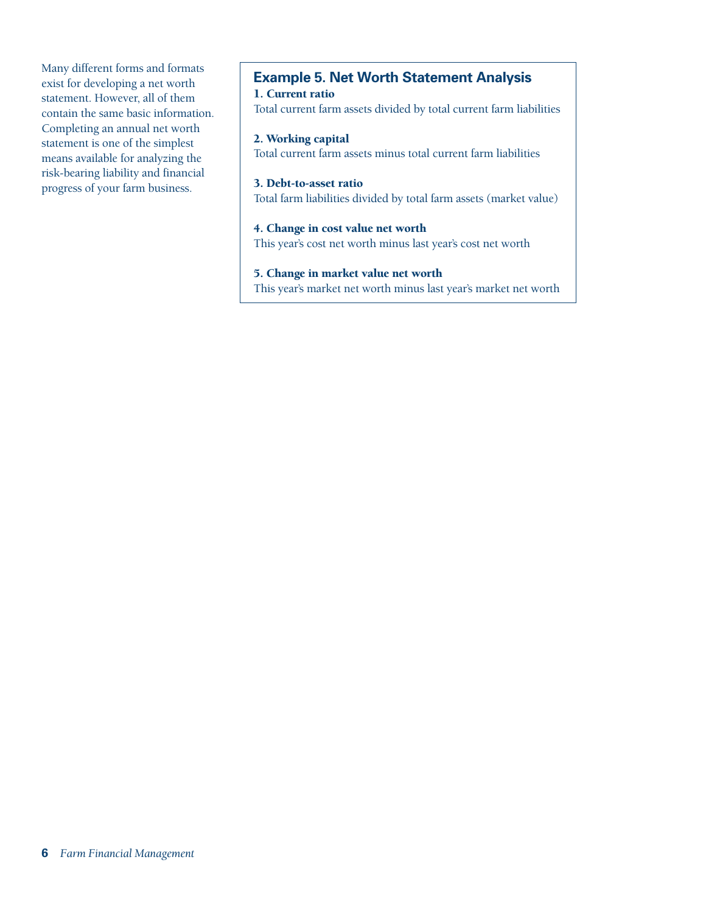Many different forms and formats exist for developing a net worth statement. However, all of them contain the same basic information. Completing an annual net worth statement is one of the simplest means available for analyzing the risk-bearing liability and financial progress of your farm business.

### Example 5. Net Worth Statement Analysis

**1. Current ratio**
Total current farm assets divided by total current farm liabilities

**2. Working capital**
Total current farm assets minus total current farm liabilities

**3. Debt-to-asset ratio**
Total farm liabilities divided by total farm assets (market value)

**4. Change in cost value net worth**
This year's cost net worth minus last year's cost net worth

**5. Change in market value net worth**
This year's market net worth minus last year's market net worth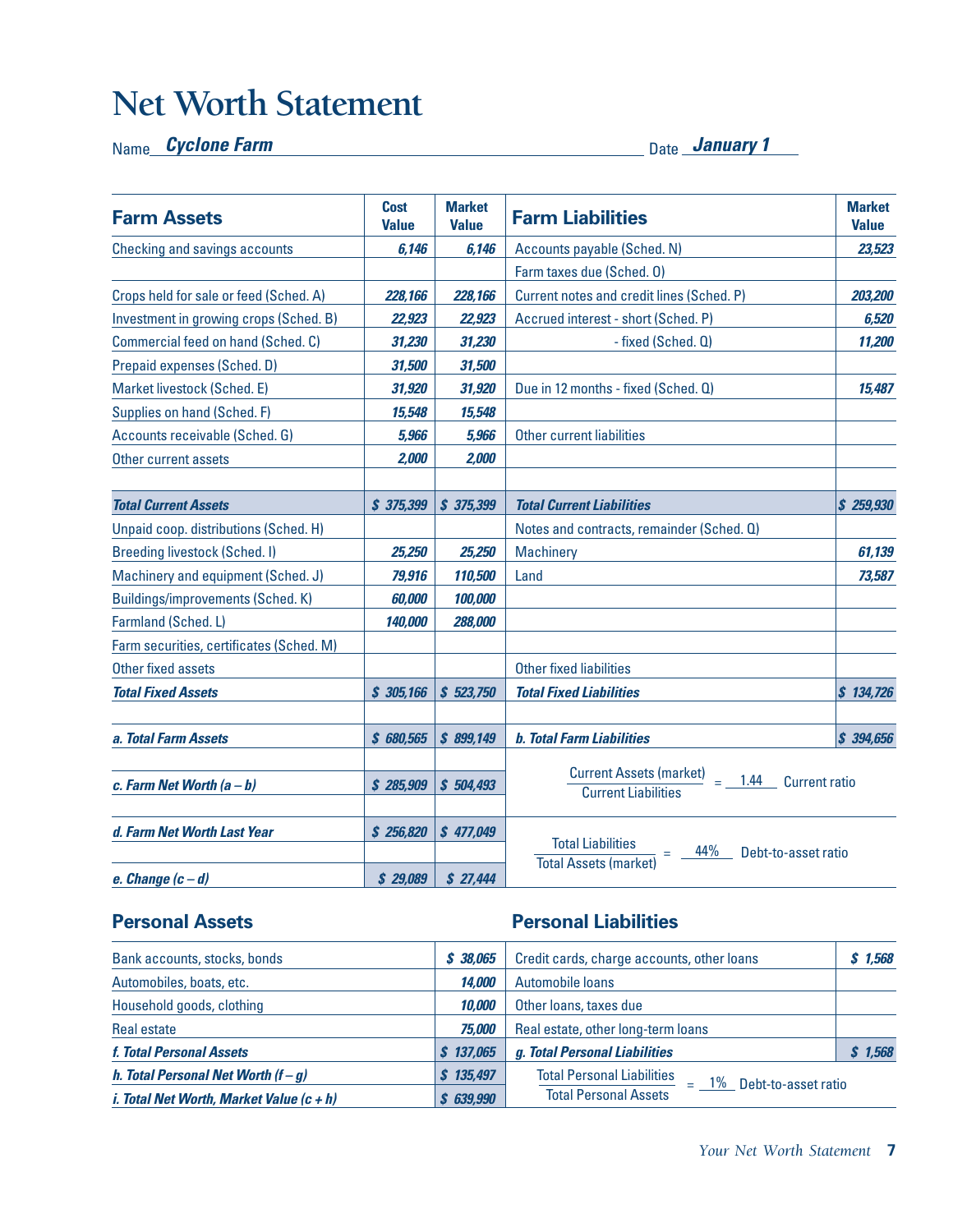# Net Worth Statement

Name *Cyclone Farm* Date *January 1*

| Farm Assets | Cost Value | Market Value | Farm Liabilities | Market Value |
|---|---|---|---|---|
| Checking and savings accounts | *6,146* | *6,146* | Accounts payable (Sched. N) | *23,523* |
| | | | Farm taxes due (Sched. O) | |
| Crops held for sale or feed (Sched. A) | *228,166* | *228,166* | Current notes and credit lines (Sched. P) | *203,200* |
| Investment in growing crops (Sched. B) | *22,923* | *22,923* | Accrued interest - short (Sched. P) | *6,520* |
| Commercial feed on hand (Sched. C) | *31,230* | *31,230* | - fixed (Sched. Q) | *11,200* |
| Prepaid expenses (Sched. D) | *31,500* | *31,500* | | |
| Market livestock (Sched. E) | *31,920* | *31,920* | Due in 12 months - fixed (Sched. Q) | *15,487* |
| Supplies on hand (Sched. F) | *15,548* | *15,548* | | |
| Accounts receivable (Sched. G) | *5,966* | *5,966* | Other current liabilities | |
| Other current assets | *2,000* | *2,000* | | |
| | | | | |
| ***Total Current Assets*** | ***$ 375,399*** | ***$ 375,399*** | ***Total Current Liabilities*** | ***$ 259,930*** |
| Unpaid coop. distributions (Sched. H) | | | Notes and contracts, remainder (Sched. Q) | |
| Breeding livestock (Sched. I) | *25,250* | *25,250* | Machinery | *61,139* |
| Machinery and equipment (Sched. J) | *79,916* | *110,500* | Land | *73,587* |
| Buildings/improvements (Sched. K) | *60,000* | *100,000* | | |
| Farmland (Sched. L) | *140,000* | *288,000* | | |
| Farm securities, certificates (Sched. M) | | | | |
| Other fixed assets | | | Other fixed liabilities | |
| ***Total Fixed Assets*** | ***$ 305,166*** | ***$ 523,750*** | ***Total Fixed Liabilities*** | ***$ 134,726*** |
| | | | | |
| ***a. Total Farm Assets*** | ***$ 680,565*** | ***$ 899,149*** | ***b. Total Farm Liabilities*** | ***$ 394,656*** |
| ***c. Farm Net Worth (a – b)*** | ***$ 285,909*** | ***$ 504,493*** | Current Assets (market) / Current Liabilities = 1.44 Current ratio | |
| ***d. Farm Net Worth Last Year*** | ***$ 256,820*** | ***$ 477,049*** | Total Liabilities / Total Assets (market) = 44% Debt-to-asset ratio | |
| ***e. Change (c – d)*** | ***$ 29,089*** | ***$ 27,444*** | | |

| Personal Assets | | Personal Liabilities | |
|---|---|---|---|
| Bank accounts, stocks, bonds | ***$ 38,065*** | Credit cards, charge accounts, other loans | ***$ 1,568*** |
| Automobiles, boats, etc. | *14,000* | Automobile loans | |
| Household goods, clothing | *10,000* | Other loans, taxes due | |
| Real estate | *75,000* | Real estate, other long-term loans | |
| ***f. Total Personal Assets*** | ***$ 137,065*** | ***g. Total Personal Liabilities*** | ***$ 1,568*** |
| ***h. Total Personal Net Worth (f – g)*** | ***$ 135,497*** | Total Personal Liabilities / Total Personal Assets = 1% Debt-to-asset ratio | |
| ***i. Total Net Worth, Market Value (c + h)*** | ***$ 639,990*** | | |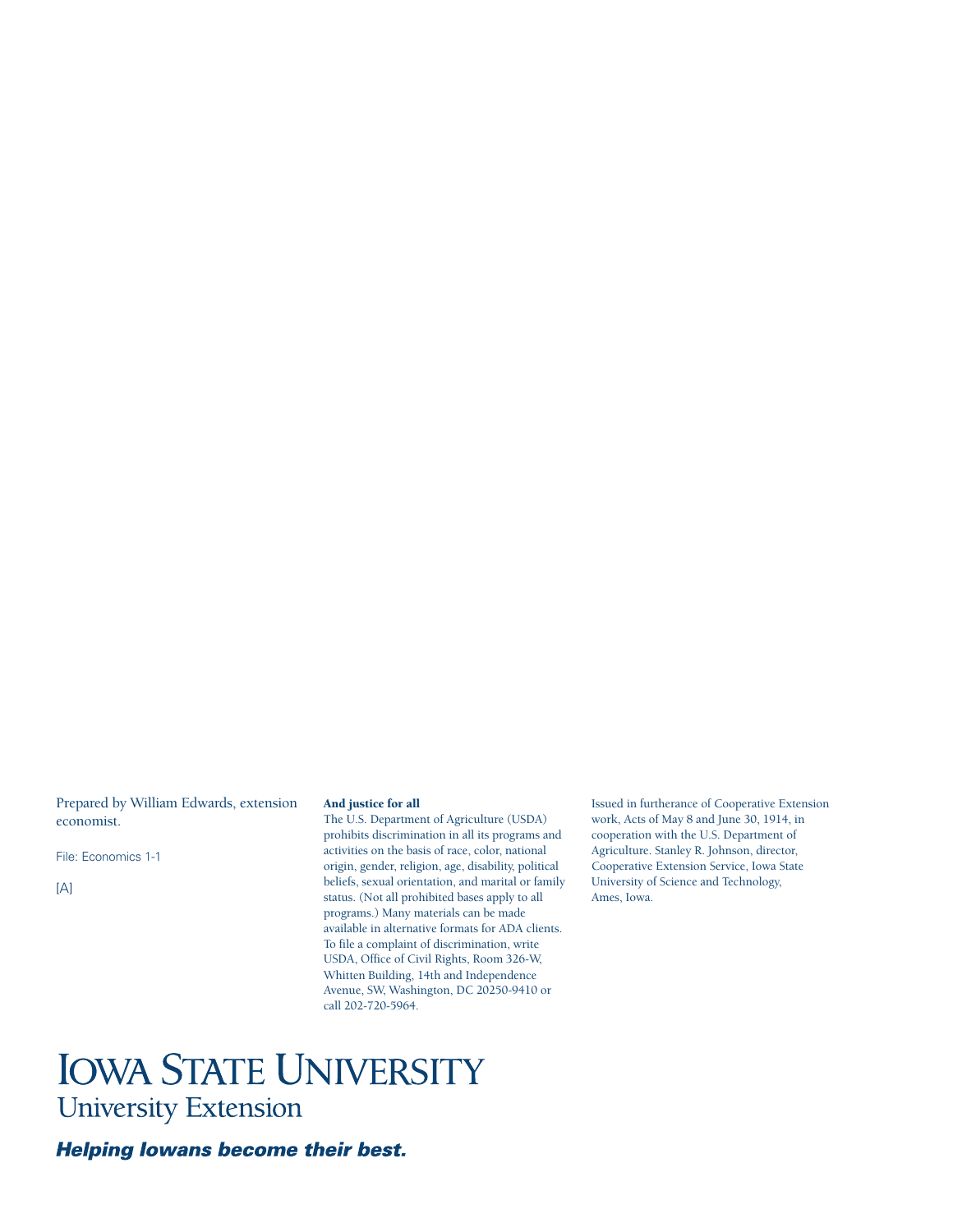Prepared by William Edwards, extension economist.

File: Economics 1-1

[A]

**And justice for all**

The U.S. Department of Agriculture (USDA) prohibits discrimination in all its programs and activities on the basis of race, color, national origin, gender, religion, age, disability, political beliefs, sexual orientation, and marital or family status. (Not all prohibited bases apply to all programs.) Many materials can be made available in alternative formats for ADA clients. To file a complaint of discrimination, write USDA, Office of Civil Rights, Room 326-W, Whitten Building, 14th and Independence Avenue, SW, Washington, DC 20250-9410 or call 202-720-5964.

Issued in furtherance of Cooperative Extension work, Acts of May 8 and June 30, 1914, in cooperation with the U.S. Department of Agriculture. Stanley R. Johnson, director, Cooperative Extension Service, Iowa State University of Science and Technology, Ames, Iowa.

IOWA STATE UNIVERSITY
University Extension

*Helping Iowans become their best.*